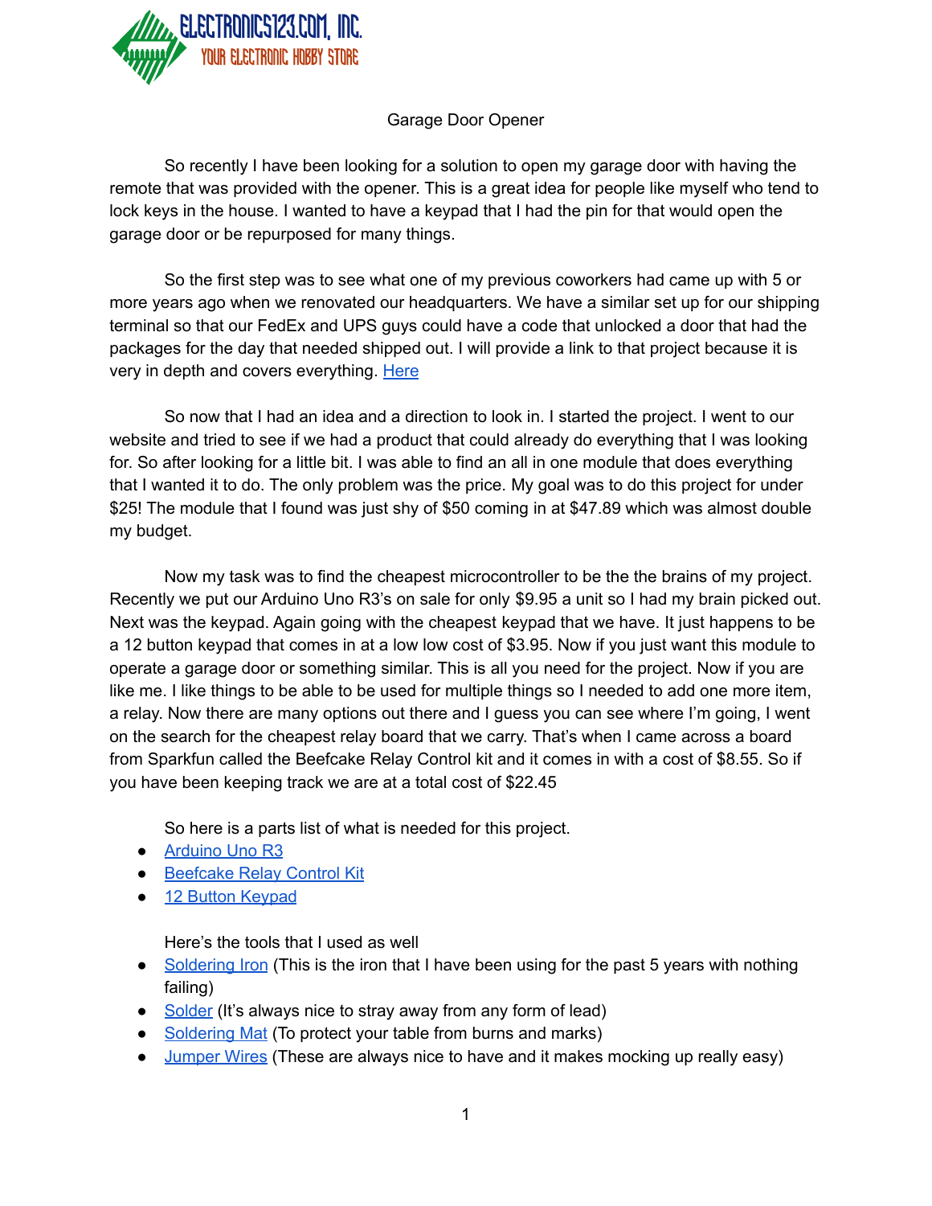# Garage Door Opener

So recently I have been looking for a solution to open my garage door with having the remote that was provided with the opener. This is a great idea for people like myself who tend to lock keys in the house. I wanted to have a keypad that I had the pin for that would open the garage door or be repurposed for many things.

So the first step was to see what one of my previous coworkers had came up with 5 or more years ago when we renovated our headquarters. We have a similar set up for our shipping terminal so that our FedEx and UPS guys could have a code that unlocked a door that had the packages for the day that needed shipped out. I will provide a link to that project because it is very in depth and covers everything. Here

So now that I had an idea and a direction to look in. I started the project. I went to our website and tried to see if we had a product that could already do everything that I was looking for. So after looking for a little bit. I was able to find an all in one module that does everything that I wanted it to do. The only problem was the price. My goal was to do this project for under $25! The module that I found was just shy of $50 coming in at $47.89 which was almost double my budget.

Now my task was to find the cheapest microcontroller to be the the brains of my project. Recently we put our Arduino Uno R3's on sale for only $9.95 a unit so I had my brain picked out. Next was the keypad. Again going with the cheapest keypad that we have. It just happens to be a 12 button keypad that comes in at a low low cost of $3.95. Now if you just want this module to operate a garage door or something similar. This is all you need for the project. Now if you are like me. I like things to be able to be used for multiple things so I needed to add one more item, a relay. Now there are many options out there and I guess you can see where I'm going, I went on the search for the cheapest relay board that we carry. That's when I came across a board from Sparkfun called the Beefcake Relay Control kit and it comes in with a cost of $8.55. So if you have been keeping track we are at a total cost of $22.45

So here is a parts list of what is needed for this project.

- Arduino Uno R3
- Beefcake Relay Control Kit
- 12 Button Keypad

Here's the tools that I used as well

- Soldering Iron (This is the iron that I have been using for the past 5 years with nothing failing)
- Solder (It's always nice to stray away from any form of lead)
- Soldering Mat (To protect your table from burns and marks)
- Jumper Wires (These are always nice to have and it makes mocking up really easy)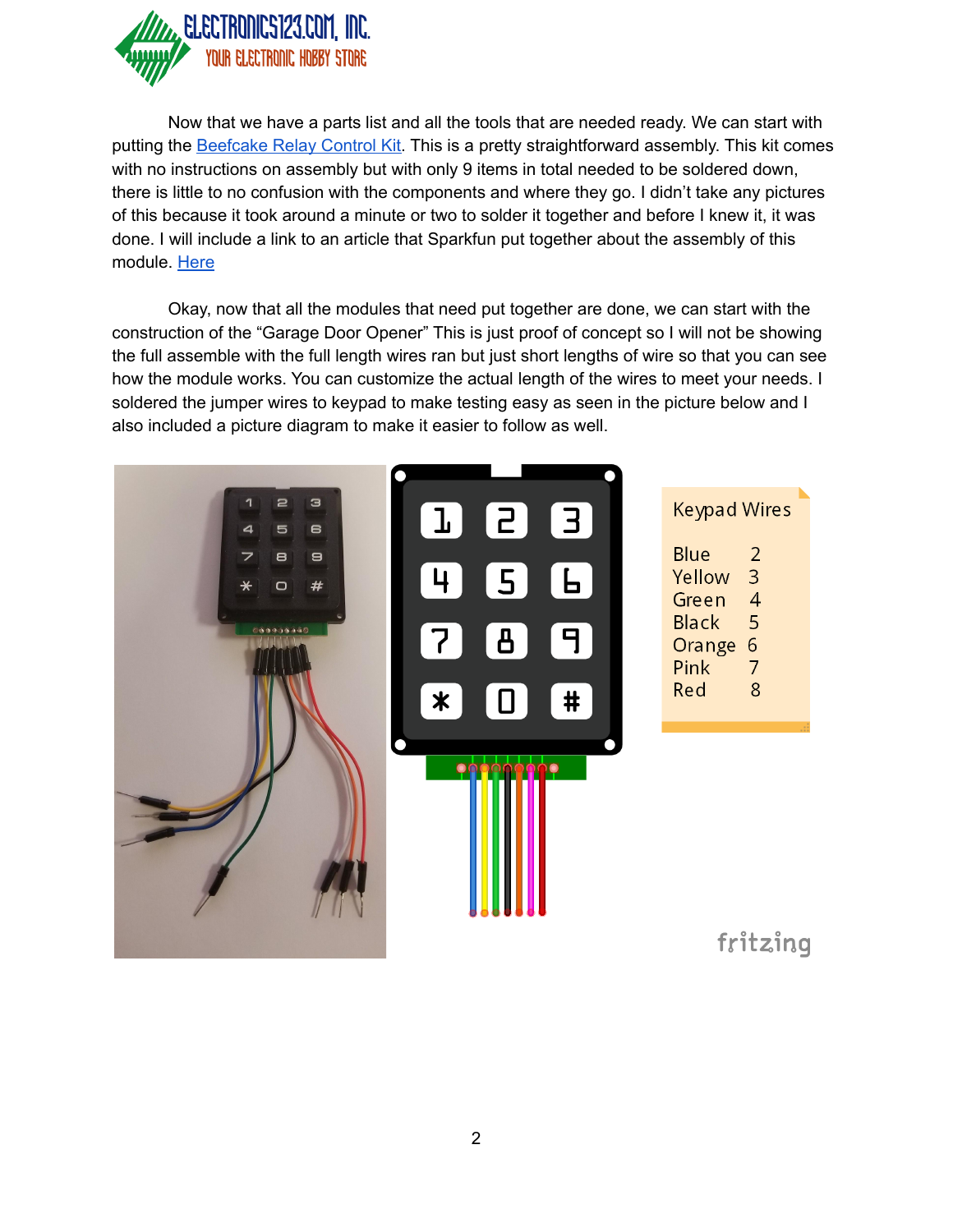Now that we have a parts list and all the tools that are needed ready. We can start with putting the [Beefcake Relay Control Kit](). This is a pretty straightforward assembly. This kit comes with no instructions on assembly but with only 9 items in total needed to be soldered down, there is little to no confusion with the components and where they go. I didn't take any pictures of this because it took around a minute or two to solder it together and before I knew it, it was done. I will include a link to an article that Sparkfun put together about the assembly of this module. [Here]()

Okay, now that all the modules that need put together are done, we can start with the construction of the "Garage Door Opener" This is just proof of concept so I will not be showing the full assemble with the full length wires ran but just short lengths of wire so that you can see how the module works. You can customize the actual length of the wires to meet your needs. I soldered the jumper wires to keypad to make testing easy as seen in the picture below and I also included a picture diagram to make it easier to follow as well.

Keypad Wires

| Wire | Pin |
| --- | --- |
| Blue | 2 |
| Yellow | 3 |
| Green | 4 |
| Black | 5 |
| Orange | 6 |
| Pink | 7 |
| Red | 8 |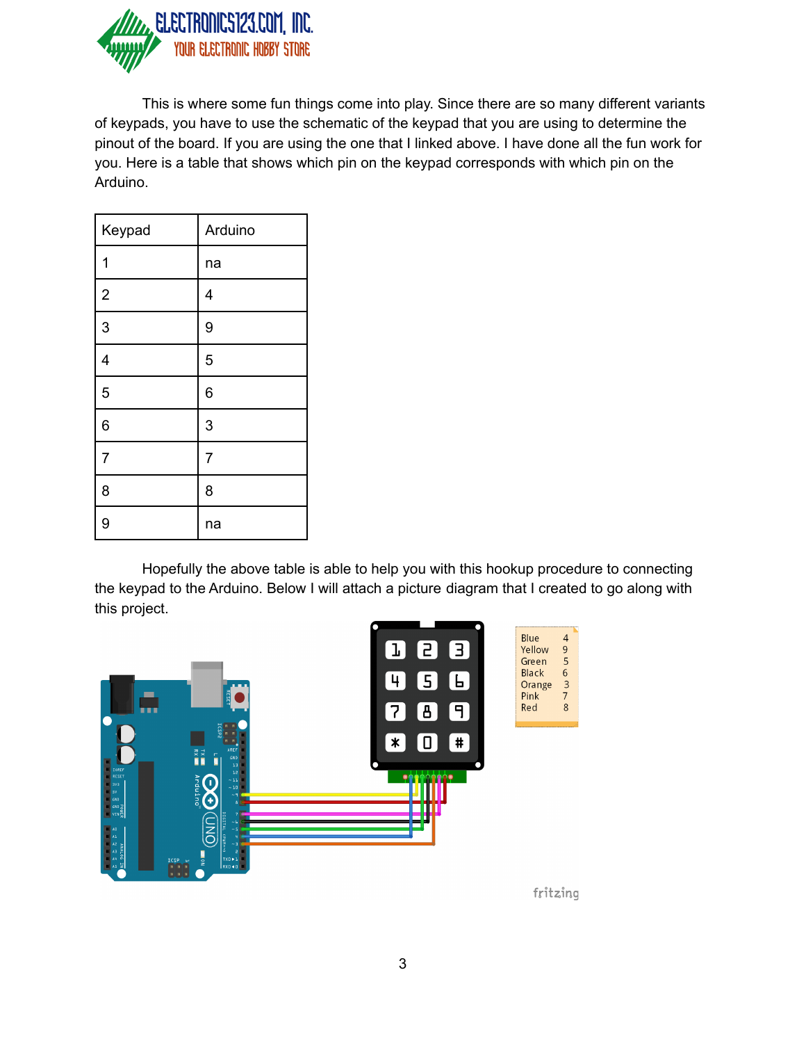This is where some fun things come into play. Since there are so many different variants of keypads, you have to use the schematic of the keypad that you are using to determine the pinout of the board. If you are using the one that I linked above. I have done all the fun work for you. Here is a table that shows which pin on the keypad corresponds with which pin on the Arduino.

| Keypad | Arduino |
|---|---|
| 1 | na |
| 2 | 4 |
| 3 | 9 |
| 4 | 5 |
| 5 | 6 |
| 6 | 3 |
| 7 | 7 |
| 8 | 8 |
| 9 | na |

Hopefully the above table is able to help you with this hookup procedure to connecting the keypad to the Arduino. Below I will attach a picture diagram that I created to go along with this project.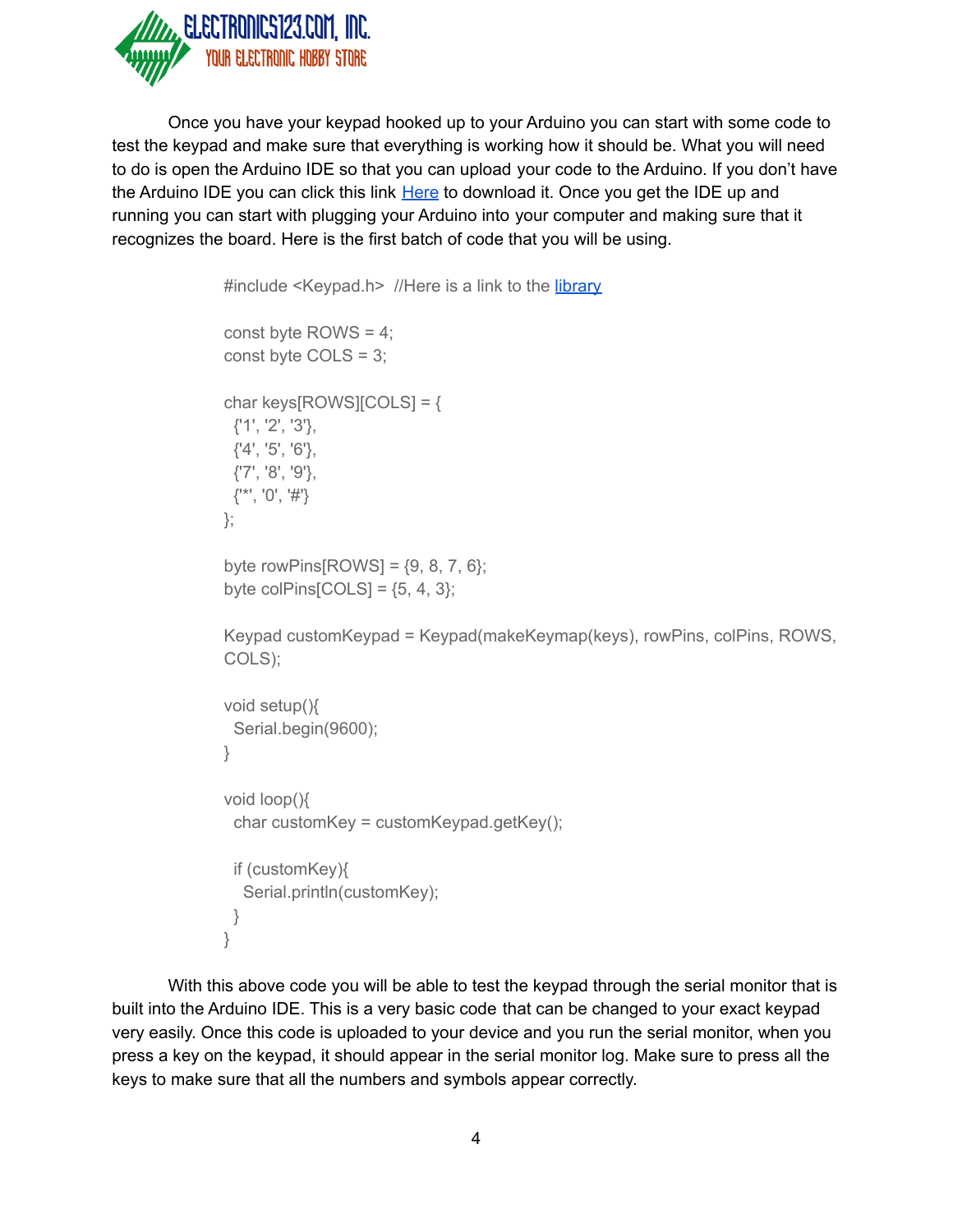Once you have your keypad hooked up to your Arduino you can start with some code to test the keypad and make sure that everything is working how it should be. What you will need to do is open the Arduino IDE so that you can upload your code to the Arduino. If you don't have the Arduino IDE you can click this link Here to download it. Once you get the IDE up and running you can start with plugging your Arduino into your computer and making sure that it recognizes the board. Here is the first batch of code that you will be using.

```
#include <Keypad.h>  //Here is a link to the library

const byte ROWS = 4;
const byte COLS = 3;

char keys[ROWS][COLS] = {
  {'1', '2', '3'},
  {'4', '5', '6'},
  {'7', '8', '9'},
  {'*', '0', '#'}
};

byte rowPins[ROWS] = {9, 8, 7, 6};
byte colPins[COLS] = {5, 4, 3};

Keypad customKeypad = Keypad(makeKeymap(keys), rowPins, colPins, ROWS, COLS);

void setup(){
  Serial.begin(9600);
}

void loop(){
  char customKey = customKeypad.getKey();

  if (customKey){
    Serial.println(customKey);
  }
}
```

With this above code you will be able to test the keypad through the serial monitor that is built into the Arduino IDE. This is a very basic code that can be changed to your exact keypad very easily. Once this code is uploaded to your device and you run the serial monitor, when you press a key on the keypad, it should appear in the serial monitor log. Make sure to press all the keys to make sure that all the numbers and symbols appear correctly.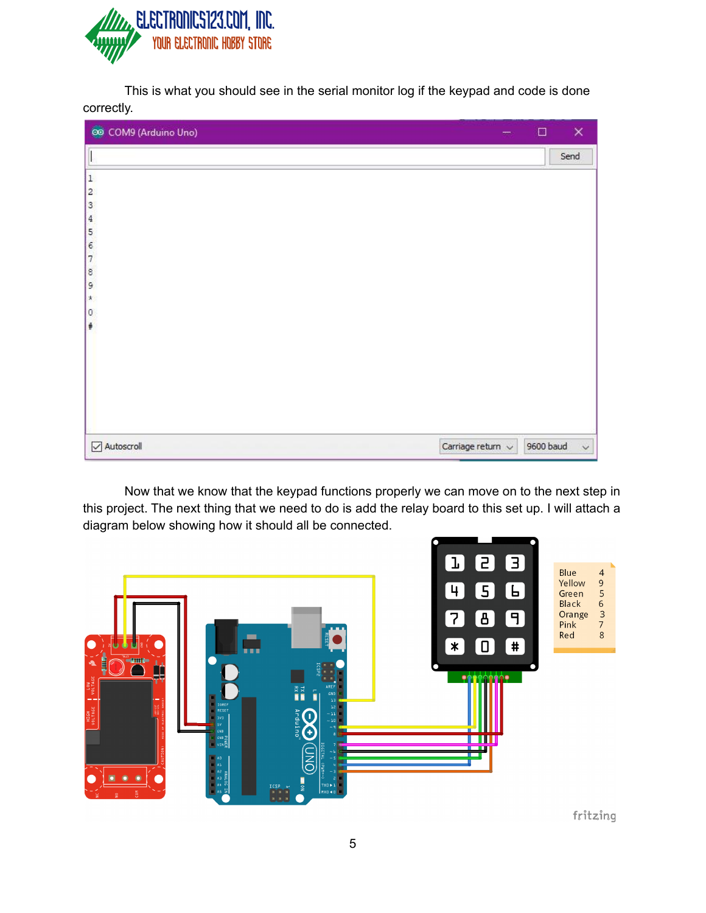This is what you should see in the serial monitor log if the keypad and code is done correctly.

Now that we know that the keypad functions properly we can move on to the next step in this project. The next thing that we need to do is add the relay board to this set up. I will attach a diagram below showing how it should all be connected.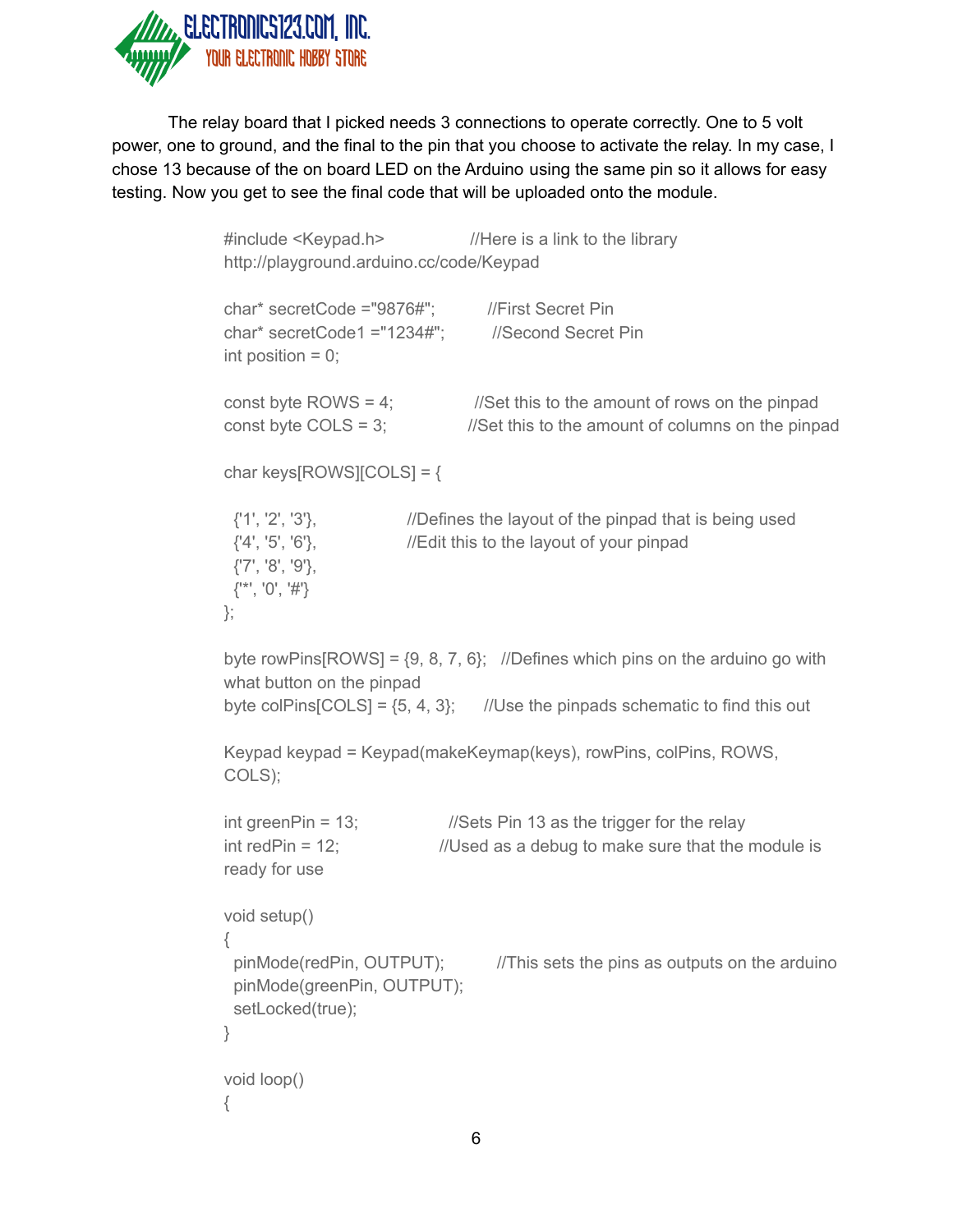The relay board that I picked needs 3 connections to operate correctly. One to 5 volt power, one to ground, and the final to the pin that you choose to activate the relay. In my case, I chose 13 because of the on board LED on the Arduino using the same pin so it allows for easy testing. Now you get to see the final code that will be uploaded onto the module.

```
#include <Keypad.h>              //Here is a link to the library
http://playground.arduino.cc/code/Keypad

char* secretCode ="9876#";        //First Secret Pin
char* secretCode1 ="1234#";        //Second Secret Pin
int position = 0;

const byte ROWS = 4;              //Set this to the amount of rows on the pinpad
const byte COLS = 3;             //Set this to the amount of columns on the pinpad

char keys[ROWS][COLS] = {

 {'1', '2', '3'},              //Defines the layout of the pinpad that is being used
 {'4', '5', '6'},              //Edit this to the layout of your pinpad
 {'7', '8', '9'},
 {'*', '0', '#'}
};

byte rowPins[ROWS] = {9, 8, 7, 6};   //Defines which pins on the arduino go with
what button on the pinpad
byte colPins[COLS] = {5, 4, 3};      //Use the pinpads schematic to find this out

Keypad keypad = Keypad(makeKeymap(keys), rowPins, colPins, ROWS,
COLS);

int greenPin = 13;               //Sets Pin 13 as the trigger for the relay
int redPin = 12;               //Used as a debug to make sure that the module is
ready for use

void setup()
{
 pinMode(redPin, OUTPUT);         //This sets the pins as outputs on the arduino
 pinMode(greenPin, OUTPUT);
 setLocked(true);
}

void loop()
{
```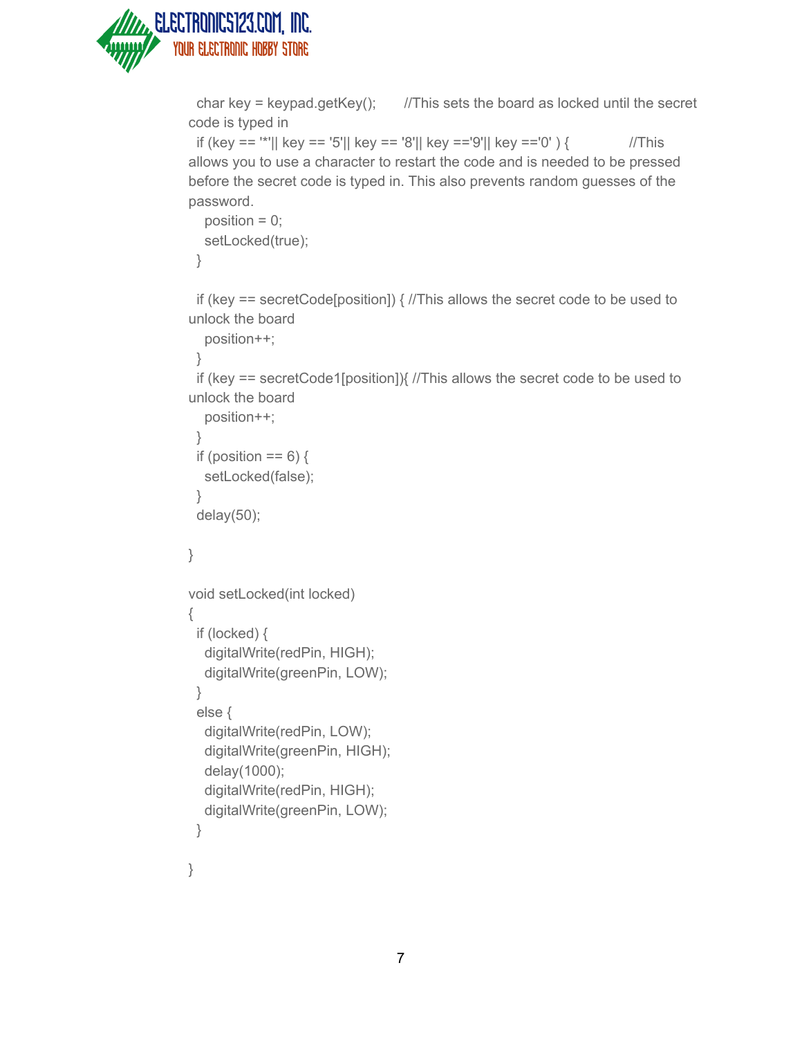```
  char key = keypad.getKey();       //This sets the board as locked until the secret code is typed in
  if (key == '*'|| key == '5'|| key == '8'|| key =='9'|| key =='0' ) {              //This allows you to use a character to restart the code and is needed to be pressed before the secret code is typed in. This also prevents random guesses of the password.
    position = 0;
    setLocked(true);
  }

  if (key == secretCode[position]) { //This allows the secret code to be used to unlock the board
    position++;
  }
  if (key == secretCode1[position]){ //This allows the secret code to be used to unlock the board
    position++;
  }
  if (position == 6) {
    setLocked(false);
  }
  delay(50);

}

void setLocked(int locked)
{
  if (locked) {
    digitalWrite(redPin, HIGH);
    digitalWrite(greenPin, LOW);
  }
  else {
    digitalWrite(redPin, LOW);
    digitalWrite(greenPin, HIGH);
    delay(1000);
    digitalWrite(redPin, HIGH);
    digitalWrite(greenPin, LOW);
  }

}
```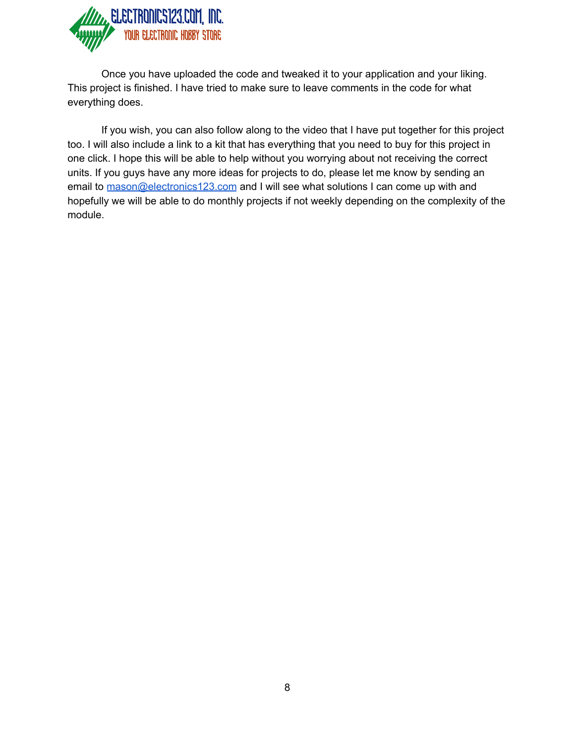Once you have uploaded the code and tweaked it to your application and your liking. This project is finished. I have tried to make sure to leave comments in the code for what everything does.

If you wish, you can also follow along to the video that I have put together for this project too. I will also include a link to a kit that has everything that you need to buy for this project in one click. I hope this will be able to help without you worrying about not receiving the correct units. If you guys have any more ideas for projects to do, please let me know by sending an email to mason@electronics123.com and I will see what solutions I can come up with and hopefully we will be able to do monthly projects if not weekly depending on the complexity of the module.